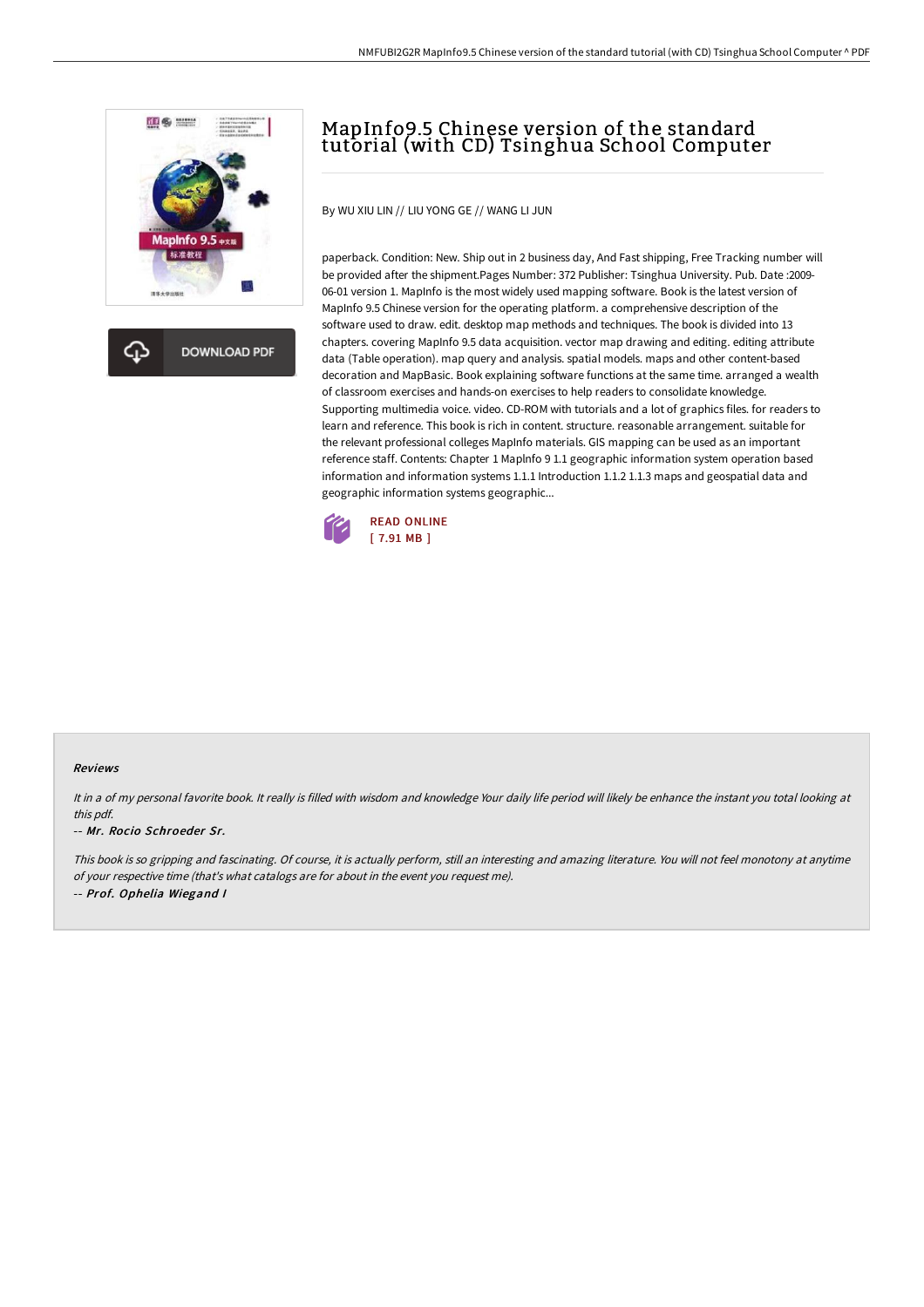# MapInfo9.5 Chinese version of the standard tutorial (with CD) Tsinghua School Computer

DOWNLOAD PDF

By WU XIU LIN // LIU YONG GE // WANG LI JUN

paperback. Condition: New. Ship out in 2 business day, And Fast shipping, Free Tracking number will be provided after the shipment.Pages Number: 372 Publisher: Tsinghua University. Pub. Date :2009-06-01 version 1. MapInfo is the most widely used mapping software. Book is the latest version of MapInfo 9.5 Chinese version for the operating platform. a comprehensive description of the software used to draw. edit. desktop map methods and techniques. The book is divided into 13 chapters. covering MapInfo 9.5 data acquisition. vector map drawing and editing. editing attribute data (Table operation). map query and analysis. spatial models. maps and other content-based decoration and MapBasic. Book explaining software functions at the same time. arranged a wealth of classroom exercises and hands-on exercises to help readers to consolidate knowledge. Supporting multimedia voice. video. CD-ROM with tutorials and a lot of graphics files. for readers to learn and reference. This book is rich in content. structure. reasonable arrangement. suitable for the relevant professional colleges MapInfo materials. GIS mapping can be used as an important reference staff. Contents: Chapter 1 MapInfo 9 1.1 geographic information system operation based information and information systems 1.1.1 Introduction 1.1.2 1.1.3 maps and geospatial data and geographic information systems geographic...

READ ONLINE
[ 7.91 MB ]

## Reviews

*It in a of my personal favorite book. It really is filled with wisdom and knowledge Your daily life period will likely be enhance the instant you total looking at this pdf.*

-- ***Mr. Rocio Schroeder Sr.***

*This book is so gripping and fascinating. Of course, it is actually perform, still an interesting and amazing literature. You will not feel monotony at anytime of your respective time (that's what catalogs are for about in the event you request me).*

-- ***Prof. Ophelia Wiegand I***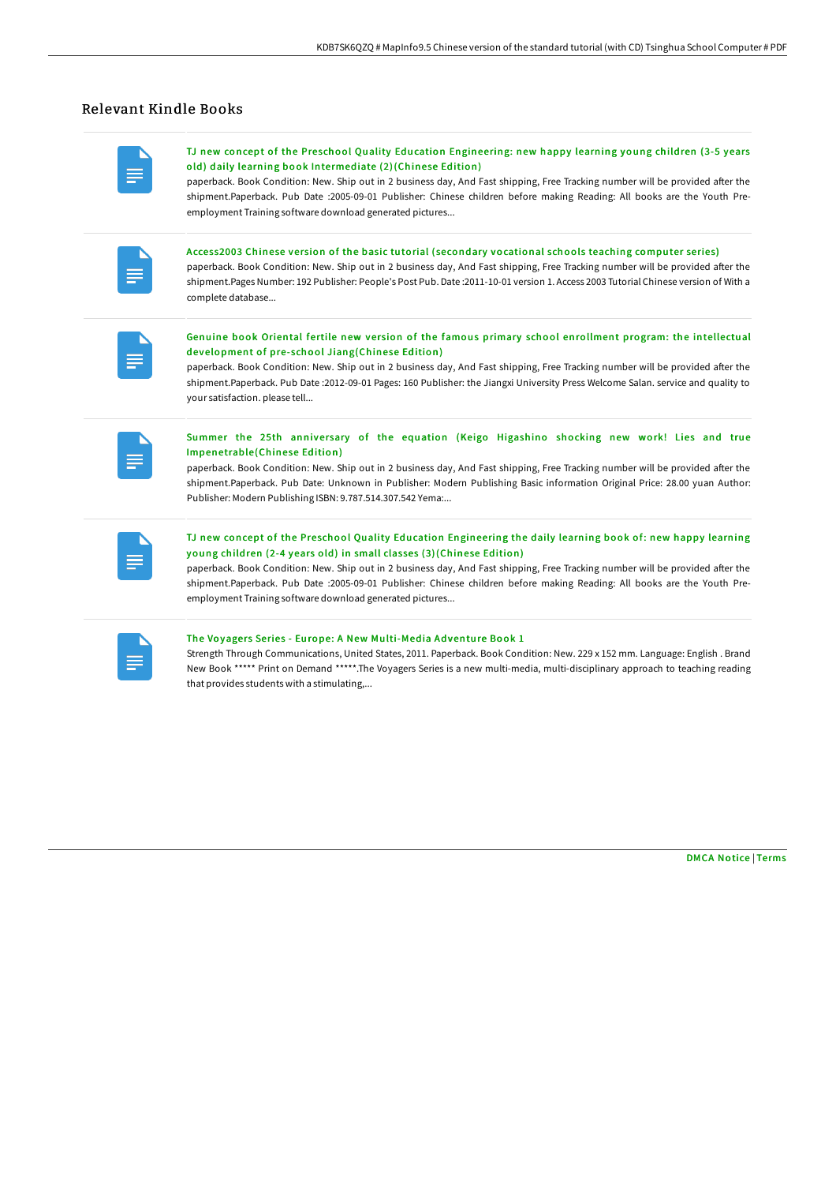## Relevant Kindle Books

**TJ new concept of the Preschool Quality Education Engineering: new happy learning young children (3-5 years old) daily learning book Intermediate (2)(Chinese Edition)**

paperback. Book Condition: New. Ship out in 2 business day, And Fast shipping, Free Tracking number will be provided after the shipment.Paperback. Pub Date :2005-09-01 Publisher: Chinese children before making Reading: All books are the Youth Pre-employment Training software download generated pictures...

**Access2003 Chinese version of the basic tutorial (secondary vocational schools teaching computer series)**

paperback. Book Condition: New. Ship out in 2 business day, And Fast shipping, Free Tracking number will be provided after the shipment.Pages Number: 192 Publisher: People's Post Pub. Date :2011-10-01 version 1. Access 2003 Tutorial Chinese version of With a complete database...

**Genuine book Oriental fertile new version of the famous primary school enrollment program: the intellectual development of pre-school Jiang(Chinese Edition)**

paperback. Book Condition: New. Ship out in 2 business day, And Fast shipping, Free Tracking number will be provided after the shipment.Paperback. Pub Date :2012-09-01 Pages: 160 Publisher: the Jiangxi University Press Welcome Salan. service and quality to your satisfaction. please tell...

**Summer the 25th anniversary of the equation (Keigo Higashino shocking new work! Lies and true Impenetrable(Chinese Edition)**

paperback. Book Condition: New. Ship out in 2 business day, And Fast shipping, Free Tracking number will be provided after the shipment.Paperback. Pub Date: Unknown in Publisher: Modern Publishing Basic information Original Price: 28.00 yuan Author: Publisher: Modern Publishing ISBN: 9.787.514.307.542 Yema:...

**TJ new concept of the Preschool Quality Education Engineering the daily learning book of: new happy learning young children (2-4 years old) in small classes (3)(Chinese Edition)**

paperback. Book Condition: New. Ship out in 2 business day, And Fast shipping, Free Tracking number will be provided after the shipment.Paperback. Pub Date :2005-09-01 Publisher: Chinese children before making Reading: All books are the Youth Pre-employment Training software download generated pictures...

**The Voyagers Series - Europe: A New Multi-Media Adventure Book 1**

Strength Through Communications, United States, 2011. Paperback. Book Condition: New. 229 x 152 mm. Language: English . Brand New Book ***** Print on Demand *****.The Voyagers Series is a new multi-media, multi-disciplinary approach to teaching reading that provides students with a stimulating,...